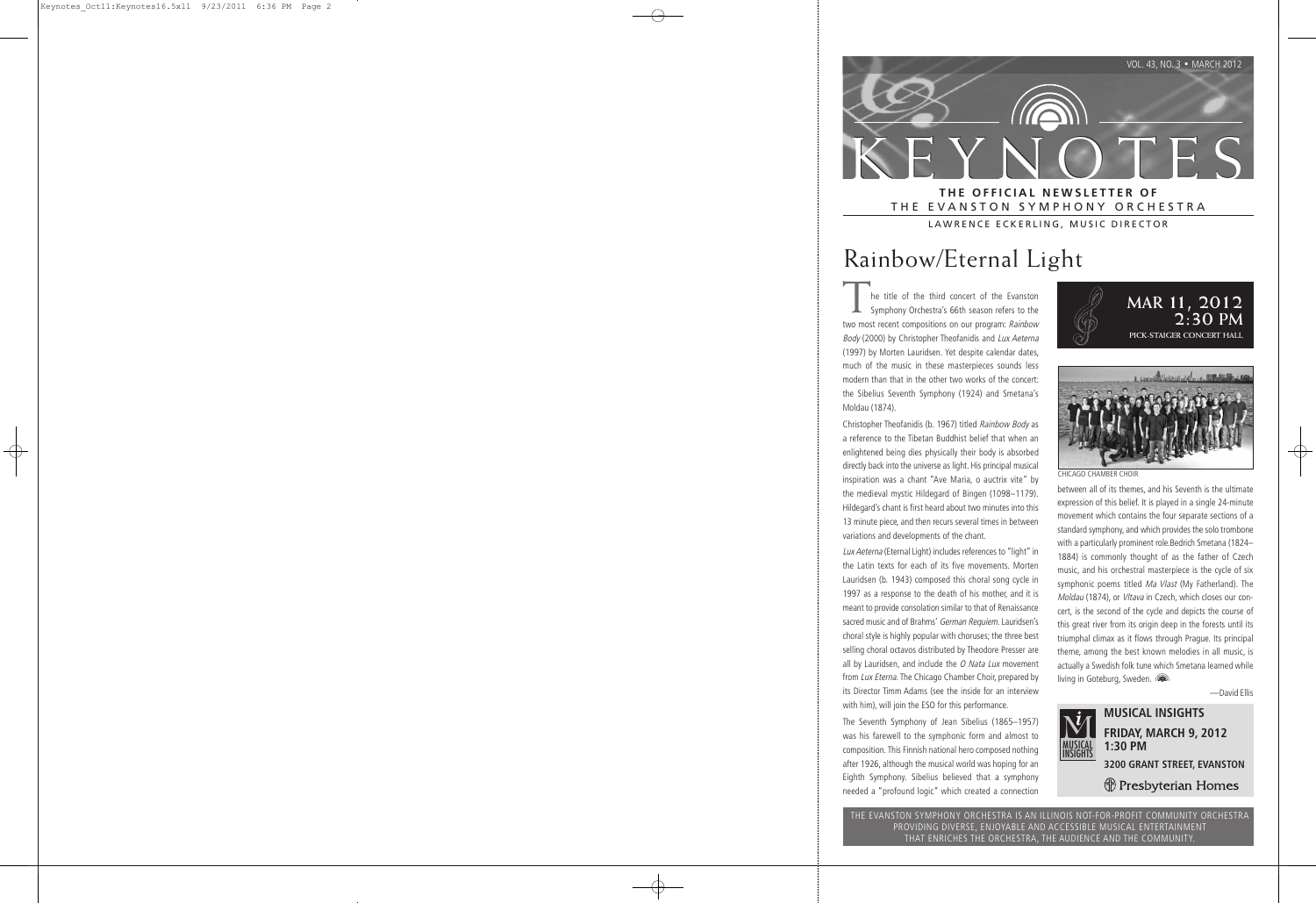# KEYNOTES

**THE OFFICIAL NEWSLETTER OF THE EVANSTON SYMPHONY ORCHESTRA**

LAWRENCE ECKERLING, MUSIC DIRECTOR

VOL. 43, NO. 3 • MARCH 2012

## Rainbow/Eternal Light

**MAR 11, 2012**
**2:30 PM**
PICK-STAIGER CONCERT HALL

The title of the third concert of the Evanston Symphony Orchestra's 66th season refers to the two most recent compositions on our program: *Rainbow Body* (2000) by Christopher Theofanidis and *Lux Aeterna* (1997) by Morten Lauridsen. Yet despite calendar dates, much of the music in these masterpieces sounds less modern than that in the other two works of the concert: the Sibelius Seventh Symphony (1924) and Smetana's Moldau (1874).

Christopher Theofanidis (b. 1967) titled *Rainbow Body* as a reference to the Tibetan Buddhist belief that when an enlightened being dies physically their body is absorbed directly back into the universe as light. His principal musical inspiration was a chant "Ave Maria, o auctrix vite" by the medieval mystic Hildegard of Bingen (1098–1179). Hildegard's chant is first heard about two minutes into this 13 minute piece, and then recurs several times in between variations and developments of the chant.

*Lux Aeterna* (Eternal Light) includes references to "light" in the Latin texts for each of its five movements. Morten Lauridsen (b. 1943) composed this choral song cycle in 1997 as a response to the death of his mother, and it is meant to provide consolation similar to that of Renaissance sacred music and of Brahms' *German Requiem*. Lauridsen's choral style is highly popular with choruses; the three best selling choral octavos distributed by Theodore Presser are all by Lauridsen, and include the *O Nata Lux* movement from *Lux Eterna*. The Chicago Chamber Choir, prepared by its Director Timm Adams (see the inside for an interview with him), will join the ESO for this performance.

The Seventh Symphony of Jean Sibelius (1865–1957) was his farewell to the symphonic form and almost to composition. This Finnish national hero composed nothing after 1926, although the musical world was hoping for an Eighth Symphony. Sibelius believed that a symphony needed a "profound logic" which created a connection between all of its themes, and his Seventh is the ultimate expression of this belief. It is played in a single 24-minute movement which contains the four separate sections of a standard symphony, and which provides the solo trombone with a particularly prominent role.Bedrich Smetana (1824–1884) is commonly thought of as the father of Czech music, and his orchestral masterpiece is the cycle of six symphonic poems titled *Ma Vlast* (My Fatherland). The *Moldau* (1874), or *Vltava* in Czech, which closes our concert, is the second of the cycle and depicts the course of this great river from its origin deep in the forests until its triumphal climax as it flows through Prague. Its principal theme, among the best known melodies in all music, is actually a Swedish folk tune which Smetana learned while living in Goteburg, Sweden.

—David Ellis

CHICAGO CHAMBER CHOIR

**MUSICAL INSIGHTS**

**FRIDAY, MARCH 9, 2012**
**1:30 PM**

**3200 GRANT STREET, EVANSTON**

Presbyterian Homes

THE EVANSTON SYMPHONY ORCHESTRA IS AN ILLINOIS NOT-FOR-PROFIT COMMUNITY ORCHESTRA PROVIDING DIVERSE, ENJOYABLE AND ACCESSIBLE MUSICAL ENTERTAINMENT THAT ENRICHES THE ORCHESTRA, THE AUDIENCE AND THE COMMUNITY.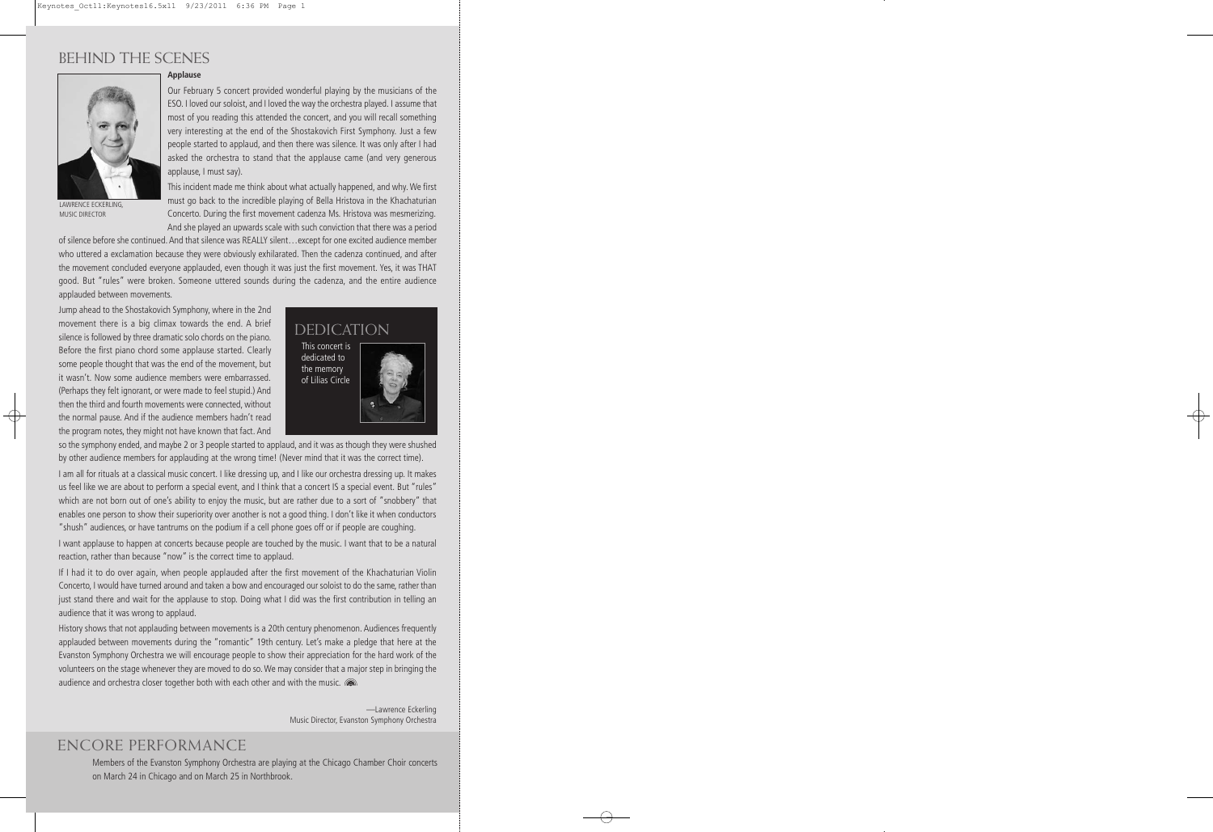# BEHIND THE SCENES

LAWRENCE ECKERLING, MUSIC DIRECTOR

**Applause**

Our February 5 concert provided wonderful playing by the musicians of the ESO. I loved our soloist, and I loved the way the orchestra played. I assume that most of you reading this attended the concert, and you will recall something very interesting at the end of the Shostakovich First Symphony. Just a few people started to applaud, and then there was silence. It was only after I had asked the orchestra to stand that the applause came (and very generous applause, I must say).

This incident made me think about what actually happened, and why. We first must go back to the incredible playing of Bella Hristova in the Khachaturian Concerto. During the first movement cadenza Ms. Hristova was mesmerizing. And she played an upwards scale with such conviction that there was a period of silence before she continued. And that silence was REALLY silent…except for one excited audience member who uttered a exclamation because they were obviously exhilarated. Then the cadenza continued, and after the movement concluded everyone applauded, even though it was just the first movement. Yes, it was THAT good. But "rules" were broken. Someone uttered sounds during the cadenza, and the entire audience applauded between movements.

Jump ahead to the Shostakovich Symphony, where in the 2nd movement there is a big climax towards the end. A brief silence is followed by three dramatic solo chords on the piano. Before the first piano chord some applause started. Clearly some people thought that was the end of the movement, but it wasn't. Now some audience members were embarrassed. (Perhaps they felt ignorant, or were made to feel stupid.) And then the third and fourth movements were connected, without the normal pause. And if the audience members hadn't read the program notes, they might not have known that fact. And so the symphony ended, and maybe 2 or 3 people started to applaud, and it was as though they were shushed by other audience members for applauding at the wrong time! (Never mind that it was the correct time).

I am all for rituals at a classical music concert. I like dressing up, and I like our orchestra dressing up. It makes us feel like we are about to perform a special event, and I think that a concert IS a special event. But "rules" which are not born out of one's ability to enjoy the music, but are rather due to a sort of "snobbery" that enables one person to show their superiority over another is not a good thing. I don't like it when conductors "shush" audiences, or have tantrums on the podium if a cell phone goes off or if people are coughing.

I want applause to happen at concerts because people are touched by the music. I want that to be a natural reaction, rather than because "now" is the correct time to applaud.

If I had it to do over again, when people applauded after the first movement of the Khachaturian Violin Concerto, I would have turned around and taken a bow and encouraged our soloist to do the same, rather than just stand there and wait for the applause to stop. Doing what I did was the first contribution in telling an audience that it was wrong to applaud.

History shows that not applauding between movements is a 20th century phenomenon. Audiences frequently applauded between movements during the "romantic" 19th century. Let's make a pledge that here at the Evanston Symphony Orchestra we will encourage people to show their appreciation for the hard work of the volunteers on the stage whenever they are moved to do so. We may consider that a major step in bringing the audience and orchestra closer together both with each other and with the music.

—Lawrence Eckerling
Music Director, Evanston Symphony Orchestra

## DEDICATION

This concert is dedicated to the memory of Lilias Circle

# ENCORE PERFORMANCE

Members of the Evanston Symphony Orchestra are playing at the Chicago Chamber Choir concerts on March 24 in Chicago and on March 25 in Northbrook.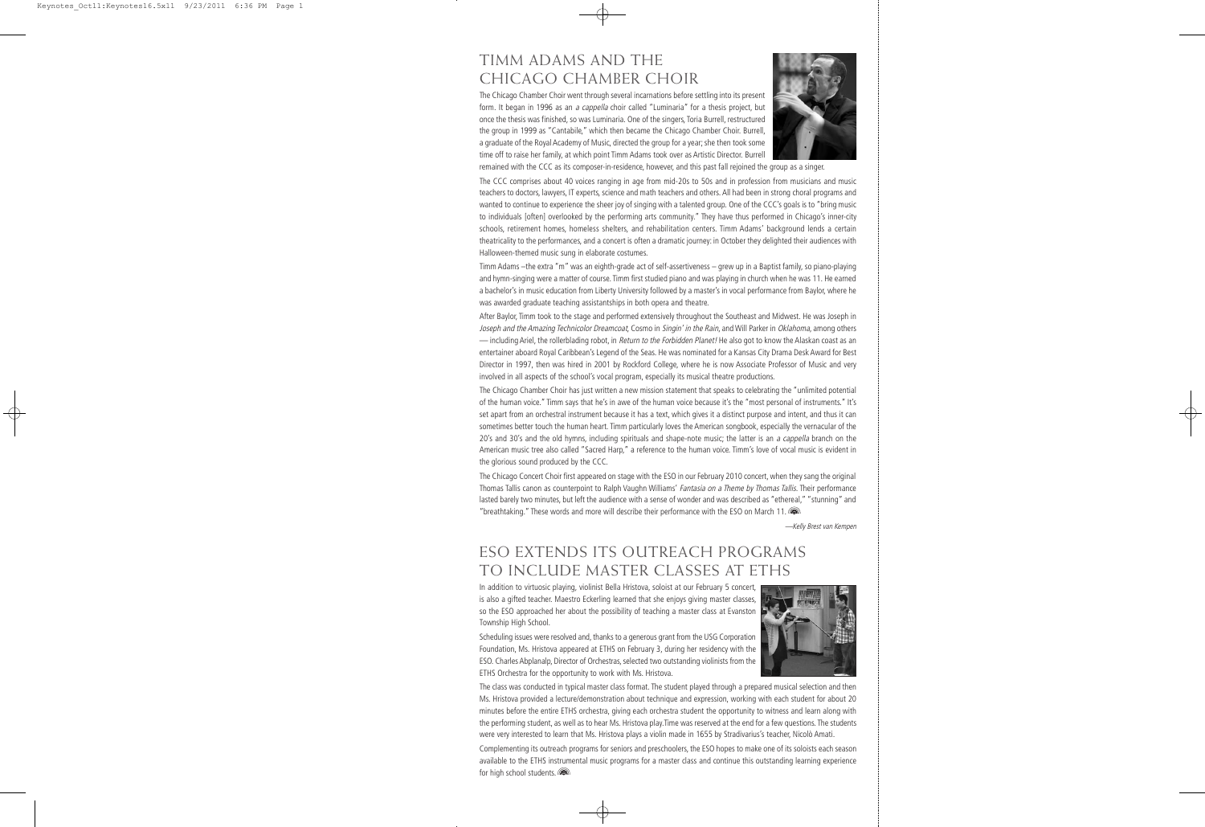# TIMM ADAMS AND THE CHICAGO CHAMBER CHOIR

The Chicago Chamber Choir went through several incarnations before settling into its present form. It began in 1996 as an *a cappella* choir called "Luminaria" for a thesis project, but once the thesis was finished, so was Luminaria. One of the singers, Toria Burrell, restructured the group in 1999 as "Cantabile," which then became the Chicago Chamber Choir. Burrell, a graduate of the Royal Academy of Music, directed the group for a year; she then took some time off to raise her family, at which point Timm Adams took over as Artistic Director. Burrell remained with the CCC as its composer-in-residence, however, and this past fall rejoined the group as a singer.

The CCC comprises about 40 voices ranging in age from mid-20s to 50s and in profession from musicians and music teachers to doctors, lawyers, IT experts, science and math teachers and others. All had been in strong choral programs and wanted to continue to experience the sheer joy of singing with a talented group. One of the CCC's goals is to "bring music to individuals [often] overlooked by the performing arts community." They have thus performed in Chicago's inner-city schools, retirement homes, homeless shelters, and rehabilitation centers. Timm Adams' background lends a certain theatricality to the performances, and a concert is often a dramatic journey: in October they delighted their audiences with Halloween-themed music sung in elaborate costumes.

Timm Adams –the extra "m" was an eighth-grade act of self-assertiveness – grew up in a Baptist family, so piano-playing and hymn-singing were a matter of course. Timm first studied piano and was playing in church when he was 11. He earned a bachelor's in music education from Liberty University followed by a master's in vocal performance from Baylor, where he was awarded graduate teaching assistantships in both opera and theatre.

After Baylor, Timm took to the stage and performed extensively throughout the Southeast and Midwest. He was Joseph in *Joseph and the Amazing Technicolor Dreamcoat*, Cosmo in *Singin' in the Rain*, and Will Parker in *Oklahoma*, among others — including Ariel, the rollerblading robot, in *Return to the Forbidden Planet!* He also got to know the Alaskan coast as an entertainer aboard Royal Caribbean's Legend of the Seas. He was nominated for a Kansas City Drama Desk Award for Best Director in 1997, then was hired in 2001 by Rockford College, where he is now Associate Professor of Music and very involved in all aspects of the school's vocal program, especially its musical theatre productions.

The Chicago Chamber Choir has just written a new mission statement that speaks to celebrating the "unlimited potential of the human voice." Timm says that he's in awe of the human voice because it's the "most personal of instruments." It's set apart from an orchestral instrument because it has a text, which gives it a distinct purpose and intent, and thus it can sometimes better touch the human heart. Timm particularly loves the American songbook, especially the vernacular of the 20's and 30's and the old hymns, including spirituals and shape-note music; the latter is an *a cappella* branch on the American music tree also called "Sacred Harp," a reference to the human voice. Timm's love of vocal music is evident in the glorious sound produced by the CCC.

The Chicago Concert Choir first appeared on stage with the ESO in our February 2010 concert, when they sang the original Thomas Tallis canon as counterpoint to Ralph Vaughn Williams' *Fantasia on a Theme by Thomas Tallis*. Their performance lasted barely two minutes, but left the audience with a sense of wonder and was described as "ethereal," "stunning" and "breathtaking." These words and more will describe their performance with the ESO on March 11.

*—Kelly Brest van Kempen*

# ESO EXTENDS ITS OUTREACH PROGRAMS TO INCLUDE MASTER CLASSES AT ETHS

In addition to virtuosic playing, violinist Bella Hristova, soloist at our February 5 concert, is also a gifted teacher. Maestro Eckerling learned that she enjoys giving master classes, so the ESO approached her about the possibility of teaching a master class at Evanston Township High School.

Scheduling issues were resolved and, thanks to a generous grant from the USG Corporation Foundation, Ms. Hristova appeared at ETHS on February 3, during her residency with the ESO. Charles Abplanalp, Director of Orchestras, selected two outstanding violinists from the ETHS Orchestra for the opportunity to work with Ms. Hristova.

The class was conducted in typical master class format. The student played through a prepared musical selection and then Ms. Hristova provided a lecture/demonstration about technique and expression, working with each student for about 20 minutes before the entire ETHS orchestra, giving each orchestra student the opportunity to witness and learn along with the performing student, as well as to hear Ms. Hristova play.Time was reserved at the end for a few questions. The students were very interested to learn that Ms. Hristova plays a violin made in 1655 by Stradivarius's teacher, Nicolò Amati.

Complementing its outreach programs for seniors and preschoolers, the ESO hopes to make one of its soloists each season available to the ETHS instrumental music programs for a master class and continue this outstanding learning experience for high school students.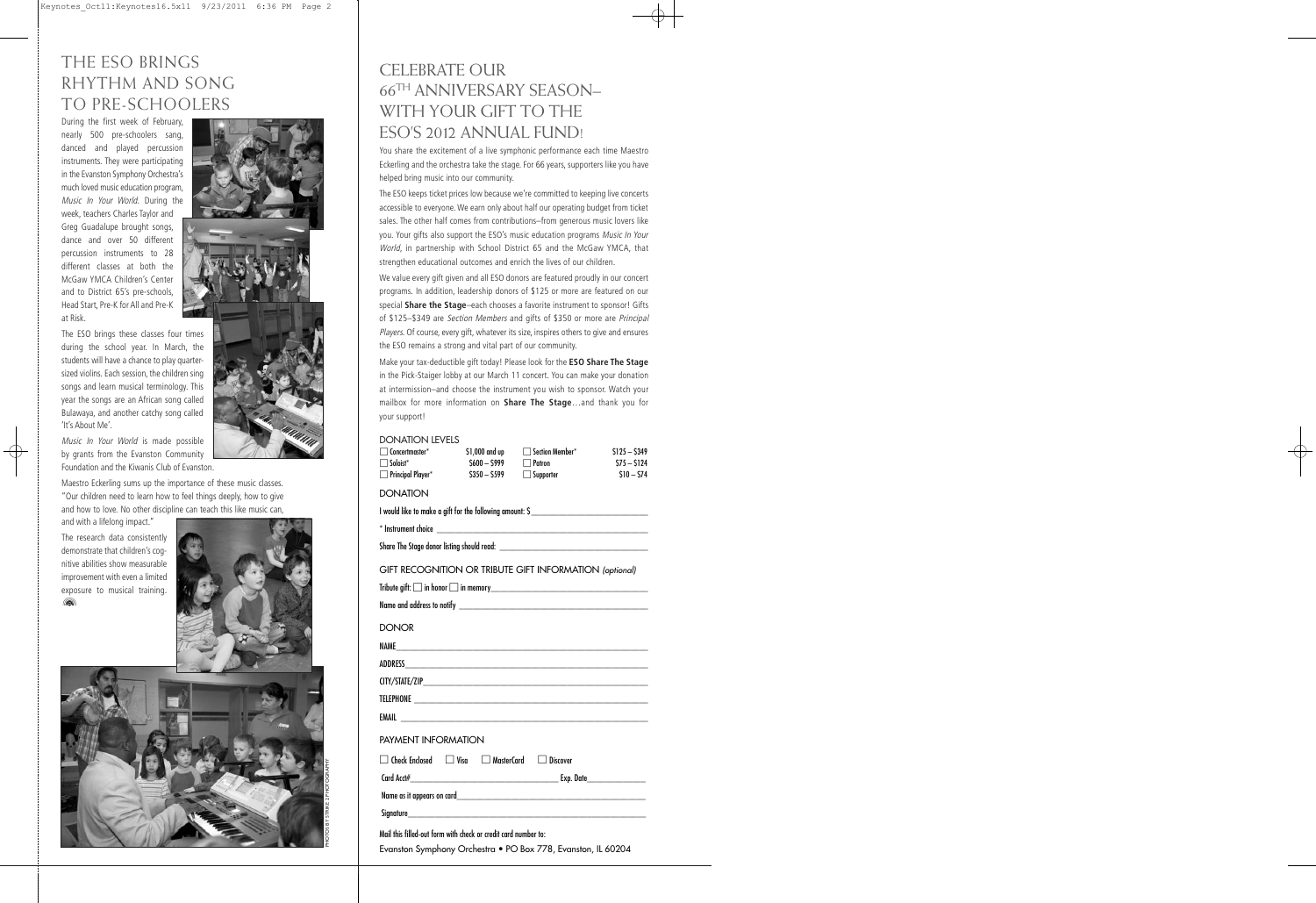# THE ESO BRINGS RHYTHM AND SONG TO PRE-SCHOOLERS

During the first week of February, nearly 500 pre-schoolers sang, danced and played percussion instruments. They were participating in the Evanston Symphony Orchestra's much loved music education program, *Music In Your World*. During the week, teachers Charles Taylor and Greg Guadalupe brought songs, dance and over 50 different percussion instruments to 28 different classes at both the McGaw YMCA Children's Center and to District 65's pre-schools, Head Start, Pre-K for All and Pre-K at Risk.

The ESO brings these classes four times during the school year. In March, the students will have a chance to play quarter-sized violins. Each session, the children sing songs and learn musical terminology. This year the songs are an African song called Bulawaya, and another catchy song called 'It's About Me'.

*Music In Your World* is made possible by grants from the Evanston Community Foundation and the Kiwanis Club of Evanston.

Maestro Eckerling sums up the importance of these music classes. "Our children need to learn how to feel things deeply, how to give and how to love. No other discipline can teach this like music can, and with a lifelong impact."

The research data consistently demonstrate that children's cognitive abilities show measurable improvement with even a limited exposure to musical training.

PHOTOS BY STRIKE 2 PHOTOGRAPHY

# CELEBRATE OUR 66TH ANNIVERSARY SEASON– WITH YOUR GIFT TO THE ESO'S 2012 ANNUAL FUND!

You share the excitement of a live symphonic performance each time Maestro Eckerling and the orchestra take the stage. For 66 years, supporters like you have helped bring music into our community.

The ESO keeps ticket prices low because we're committed to keeping live concerts accessible to everyone. We earn only about half our operating budget from ticket sales. The other half comes from contributions–from generous music lovers like you. Your gifts also support the ESO's music education programs *Music In Your World*, in partnership with School District 65 and the McGaw YMCA, that strengthen educational outcomes and enrich the lives of our children.

We value every gift given and all ESO donors are featured proudly in our concert programs. In addition, leadership donors of $125 or more are featured on our special **Share the Stage**–each chooses a favorite instrument to sponsor! Gifts of $125–$349 are *Section Members* and gifts of $350 or more are *Principal Players*. Of course, every gift, whatever its size, inspires others to give and ensures the ESO remains a strong and vital part of our community.

Make your tax-deductible gift today! Please look for the **ESO Share The Stage** in the Pick-Staiger lobby at our March 11 concert. You can make your donation at intermission–and choose the instrument you wish to sponsor. Watch your mailbox for more information on **Share The Stage**…and thank you for your support!

## DONATION LEVELS

| | | | |
|---|---|---|---|
| ☐ Concertmaster* | $1,000 and up | ☐ Section Member* | $125 – $349 |
| ☐ Soloist* | $600 – $999 | ☐ Patron | $75 – $124 |
| ☐ Principal Player* | $350 – $599 | ☐ Supporter | $10 – $74 |

## DONATION

I would like to make a gift for the following amount: $___________

* Instrument choice ___________

Share The Stage donor listing should read: ___________

## GIFT RECOGNITION OR TRIBUTE GIFT INFORMATION *(optional)*

Tribute gift: ☐ in honor ☐ in memory___________

Name and address to notify ___________

## DONOR

NAME___________

ADDRESS___________

CITY/STATE/ZIP___________

TELEPHONE ___________

EMAIL ___________

## PAYMENT INFORMATION

☐ Check Enclosed ☐ Visa ☐ MasterCard ☐ Discover

Card Acct#___________ Exp. Date___________

Name as it appears on card___________

Signature___________

Mail this filled-out form with check or credit card number to:

Evanston Symphony Orchestra • PO Box 778, Evanston, IL 60204